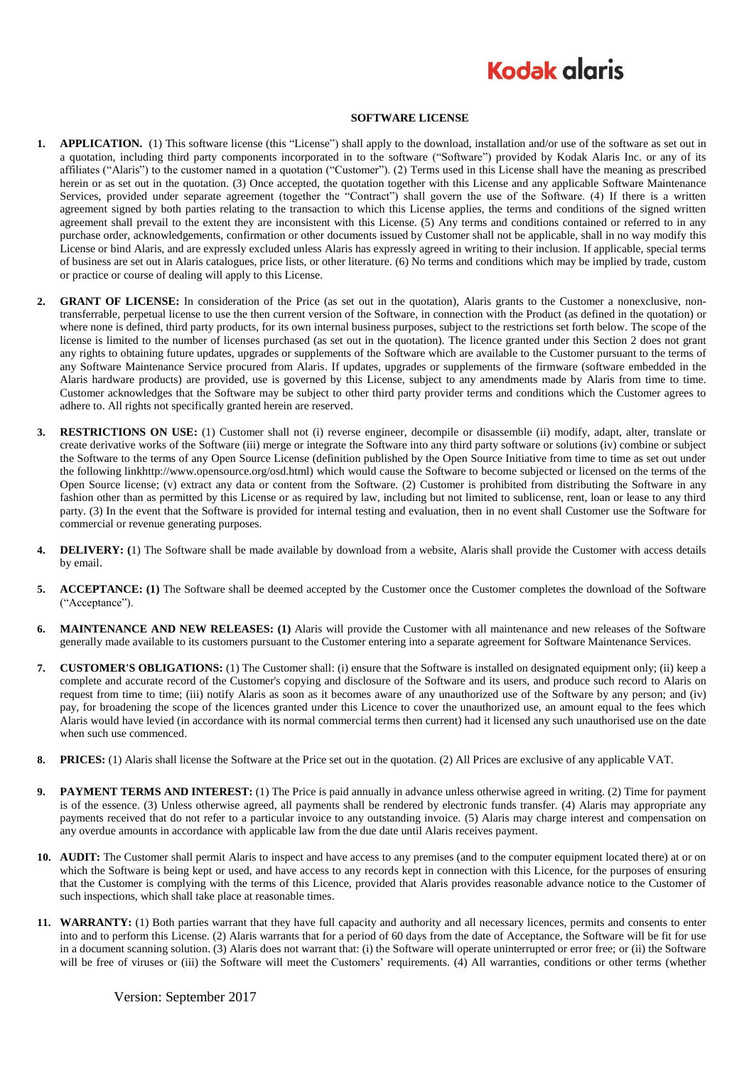Kodak alaris

# SOFTWARE LICENSE

1. **APPLICATION.** (1) This software license (this "License") shall apply to the download, installation and/or use of the software as set out in a quotation, including third party components incorporated in to the software ("Software") provided by Kodak Alaris Inc. or any of its affiliates ("Alaris") to the customer named in a quotation ("Customer"). (2) Terms used in this License shall have the meaning as prescribed herein or as set out in the quotation. (3) Once accepted, the quotation together with this License and any applicable Software Maintenance Services, provided under separate agreement (together the "Contract") shall govern the use of the Software. (4) If there is a written agreement signed by both parties relating to the transaction to which this License applies, the terms and conditions of the signed written agreement shall prevail to the extent they are inconsistent with this License. (5) Any terms and conditions contained or referred to in any purchase order, acknowledgements, confirmation or other documents issued by Customer shall not be applicable, shall in no way modify this License or bind Alaris, and are expressly excluded unless Alaris has expressly agreed in writing to their inclusion. If applicable, special terms of business are set out in Alaris catalogues, price lists, or other literature. (6) No terms and conditions which may be implied by trade, custom or practice or course of dealing will apply to this License.

2. **GRANT OF LICENSE:** In consideration of the Price (as set out in the quotation), Alaris grants to the Customer a nonexclusive, non-transferrable, perpetual license to use the then current version of the Software, in connection with the Product (as defined in the quotation) or where none is defined, third party products, for its own internal business purposes, subject to the restrictions set forth below. The scope of the license is limited to the number of licenses purchased (as set out in the quotation). The licence granted under this Section 2 does not grant any rights to obtaining future updates, upgrades or supplements of the Software which are available to the Customer pursuant to the terms of any Software Maintenance Service procured from Alaris. If updates, upgrades or supplements of the firmware (software embedded in the Alaris hardware products) are provided, use is governed by this License, subject to any amendments made by Alaris from time to time. Customer acknowledges that the Software may be subject to other third party provider terms and conditions which the Customer agrees to adhere to. All rights not specifically granted herein are reserved.

3. **RESTRICTIONS ON USE:** (1) Customer shall not (i) reverse engineer, decompile or disassemble (ii) modify, adapt, alter, translate or create derivative works of the Software (iii) merge or integrate the Software into any third party software or solutions (iv) combine or subject the Software to the terms of any Open Source License (definition published by the Open Source Initiative from time to time as set out under the following linkhttp://www.opensource.org/osd.html) which would cause the Software to become subjected or licensed on the terms of the Open Source license; (v) extract any data or content from the Software. (2) Customer is prohibited from distributing the Software in any fashion other than as permitted by this License or as required by law, including but not limited to sublicense, rent, loan or lease to any third party. (3) In the event that the Software is provided for internal testing and evaluation, then in no event shall Customer use the Software for commercial or revenue generating purposes.

4. **DELIVERY: (**1) The Software shall be made available by download from a website, Alaris shall provide the Customer with access details by email.

5. **ACCEPTANCE: (1)** The Software shall be deemed accepted by the Customer once the Customer completes the download of the Software ("Acceptance").

6. **MAINTENANCE AND NEW RELEASES: (1)** Alaris will provide the Customer with all maintenance and new releases of the Software generally made available to its customers pursuant to the Customer entering into a separate agreement for Software Maintenance Services.

7. **CUSTOMER'S OBLIGATIONS:** (1) The Customer shall: (i) ensure that the Software is installed on designated equipment only; (ii) keep a complete and accurate record of the Customer's copying and disclosure of the Software and its users, and produce such record to Alaris on request from time to time; (iii) notify Alaris as soon as it becomes aware of any unauthorized use of the Software by any person; and (iv) pay, for broadening the scope of the licences granted under this Licence to cover the unauthorized use, an amount equal to the fees which Alaris would have levied (in accordance with its normal commercial terms then current) had it licensed any such unauthorised use on the date when such use commenced.

8. **PRICES:** (1) Alaris shall license the Software at the Price set out in the quotation. (2) All Prices are exclusive of any applicable VAT.

9. **PAYMENT TERMS AND INTEREST:** (1) The Price is paid annually in advance unless otherwise agreed in writing. (2) Time for payment is of the essence. (3) Unless otherwise agreed, all payments shall be rendered by electronic funds transfer. (4) Alaris may appropriate any payments received that do not refer to a particular invoice to any outstanding invoice. (5) Alaris may charge interest and compensation on any overdue amounts in accordance with applicable law from the due date until Alaris receives payment.

10. **AUDIT:** The Customer shall permit Alaris to inspect and have access to any premises (and to the computer equipment located there) at or on which the Software is being kept or used, and have access to any records kept in connection with this Licence, for the purposes of ensuring that the Customer is complying with the terms of this Licence, provided that Alaris provides reasonable advance notice to the Customer of such inspections, which shall take place at reasonable times.

11. **WARRANTY:** (1) Both parties warrant that they have full capacity and authority and all necessary licences, permits and consents to enter into and to perform this License. (2) Alaris warrants that for a period of 60 days from the date of Acceptance, the Software will be fit for use in a document scanning solution. (3) Alaris does not warrant that: (i) the Software will operate uninterrupted or error free; or (ii) the Software will be free of viruses or (iii) the Software will meet the Customers' requirements. (4) All warranties, conditions or other terms (whether

Version: September 2017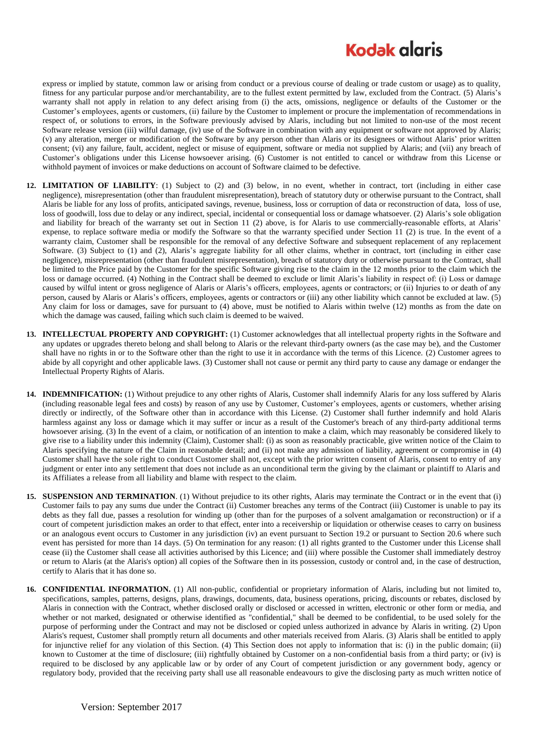express or implied by statute, common law or arising from conduct or a previous course of dealing or trade custom or usage) as to quality, fitness for any particular purpose and/or merchantability, are to the fullest extent permitted by law, excluded from the Contract. (5) Alaris's warranty shall not apply in relation to any defect arising from (i) the acts, omissions, negligence or defaults of the Customer or the Customer's employees, agents or customers, (ii) failure by the Customer to implement or procure the implementation of recommendations in respect of, or solutions to errors, in the Software previously advised by Alaris, including but not limited to non-use of the most recent Software release version (iii) wilful damage, (iv) use of the Software in combination with any equipment or software not approved by Alaris; (v) any alteration, merger or modification of the Software by any person other than Alaris or its designees or without Alaris' prior written consent; (vi) any failure, fault, accident, neglect or misuse of equipment, software or media not supplied by Alaris; and (vii) any breach of Customer's obligations under this License howsoever arising. (6) Customer is not entitled to cancel or withdraw from this License or withhold payment of invoices or make deductions on account of Software claimed to be defective.

12. **LIMITATION OF LIABILITY**: (1) Subject to (2) and (3) below, in no event, whether in contract, tort (including in either case negligence), misrepresentation (other than fraudulent misrepresentation), breach of statutory duty or otherwise pursuant to the Contract, shall Alaris be liable for any loss of profits, anticipated savings, revenue, business, loss or corruption of data or reconstruction of data, loss of use, loss of goodwill, loss due to delay or any indirect, special, incidental or consequential loss or damage whatsoever. (2) Alaris's sole obligation and liability for breach of the warranty set out in Section 11 (2) above, is for Alaris to use commercially-reasonable efforts, at Alaris' expense, to replace software media or modify the Software so that the warranty specified under Section 11 (2) is true. In the event of a warranty claim, Customer shall be responsible for the removal of any defective Software and subsequent replacement of any replacement Software. (3) Subject to (1) and (2), Alaris's aggregate liability for all other claims, whether in contract, tort (including in either case negligence), misrepresentation (other than fraudulent misrepresentation), breach of statutory duty or otherwise pursuant to the Contract, shall be limited to the Price paid by the Customer for the specific Software giving rise to the claim in the 12 months prior to the claim which the loss or damage occurred. (4) Nothing in the Contract shall be deemed to exclude or limit Alaris's liability in respect of: (i) Loss or damage caused by wilful intent or gross negligence of Alaris or Alaris's officers, employees, agents or contractors; or (ii) Injuries to or death of any person, caused by Alaris or Alaris's officers, employees, agents or contractors or (iii) any other liability which cannot be excluded at law. (5) Any claim for loss or damages, save for pursuant to (4) above, must be notified to Alaris within twelve (12) months as from the date on which the damage was caused, failing which such claim is deemed to be waived.

13. **INTELLECTUAL PROPERTY AND COPYRIGHT:** (1) Customer acknowledges that all intellectual property rights in the Software and any updates or upgrades thereto belong and shall belong to Alaris or the relevant third-party owners (as the case may be), and the Customer shall have no rights in or to the Software other than the right to use it in accordance with the terms of this Licence. (2) Customer agrees to abide by all copyright and other applicable laws. (3) Customer shall not cause or permit any third party to cause any damage or endanger the Intellectual Property Rights of Alaris.

14. **INDEMNIFICATION:** (1) Without prejudice to any other rights of Alaris, Customer shall indemnify Alaris for any loss suffered by Alaris (including reasonable legal fees and costs) by reason of any use by Customer, Customer's employees, agents or customers, whether arising directly or indirectly, of the Software other than in accordance with this License. (2) Customer shall further indemnify and hold Alaris harmless against any loss or damage which it may suffer or incur as a result of the Customer's breach of any third-party additional terms howsoever arising. (3) In the event of a claim, or notification of an intention to make a claim, which may reasonably be considered likely to give rise to a liability under this indemnity (Claim), Customer shall: (i) as soon as reasonably practicable, give written notice of the Claim to Alaris specifying the nature of the Claim in reasonable detail; and (ii) not make any admission of liability, agreement or compromise in (4) Customer shall have the sole right to conduct Customer shall not, except with the prior written consent of Alaris, consent to entry of any judgment or enter into any settlement that does not include as an unconditional term the giving by the claimant or plaintiff to Alaris and its Affiliates a release from all liability and blame with respect to the claim.

15. **SUSPENSION AND TERMINATION**. (1) Without prejudice to its other rights, Alaris may terminate the Contract or in the event that (i) Customer fails to pay any sums due under the Contract (ii) Customer breaches any terms of the Contract (iii) Customer is unable to pay its debts as they fall due, passes a resolution for winding up (other than for the purposes of a solvent amalgamation or reconstruction) or if a court of competent jurisdiction makes an order to that effect, enter into a receivership or liquidation or otherwise ceases to carry on business or an analogous event occurs to Customer in any jurisdiction (iv) an event pursuant to Section 19.2 or pursuant to Section 20.6 where such event has persisted for more than 14 days. (5) On termination for any reason: (1) all rights granted to the Customer under this License shall cease (ii) the Customer shall cease all activities authorised by this Licence; and (iii) where possible the Customer shall immediately destroy or return to Alaris (at the Alaris's option) all copies of the Software then in its possession, custody or control and, in the case of destruction, certify to Alaris that it has done so.

16. **CONFIDENTIAL INFORMATION.** (1) All non-public, confidential or proprietary information of Alaris, including but not limited to, specifications, samples, patterns, designs, plans, drawings, documents, data, business operations, pricing, discounts or rebates, disclosed by Alaris in connection with the Contract, whether disclosed orally or disclosed or accessed in written, electronic or other form or media, and whether or not marked, designated or otherwise identified as "confidential," shall be deemed to be confidential, to be used solely for the purpose of performing under the Contract and may not be disclosed or copied unless authorized in advance by Alaris in writing. (2) Upon Alaris's request, Customer shall promptly return all documents and other materials received from Alaris. (3) Alaris shall be entitled to apply for injunctive relief for any violation of this Section. (4) This Section does not apply to information that is: (i) in the public domain; (ii) known to Customer at the time of disclosure; (iii) rightfully obtained by Customer on a non-confidential basis from a third party; or (iv) is required to be disclosed by any applicable law or by order of any Court of competent jurisdiction or any government body, agency or regulatory body, provided that the receiving party shall use all reasonable endeavours to give the disclosing party as much written notice of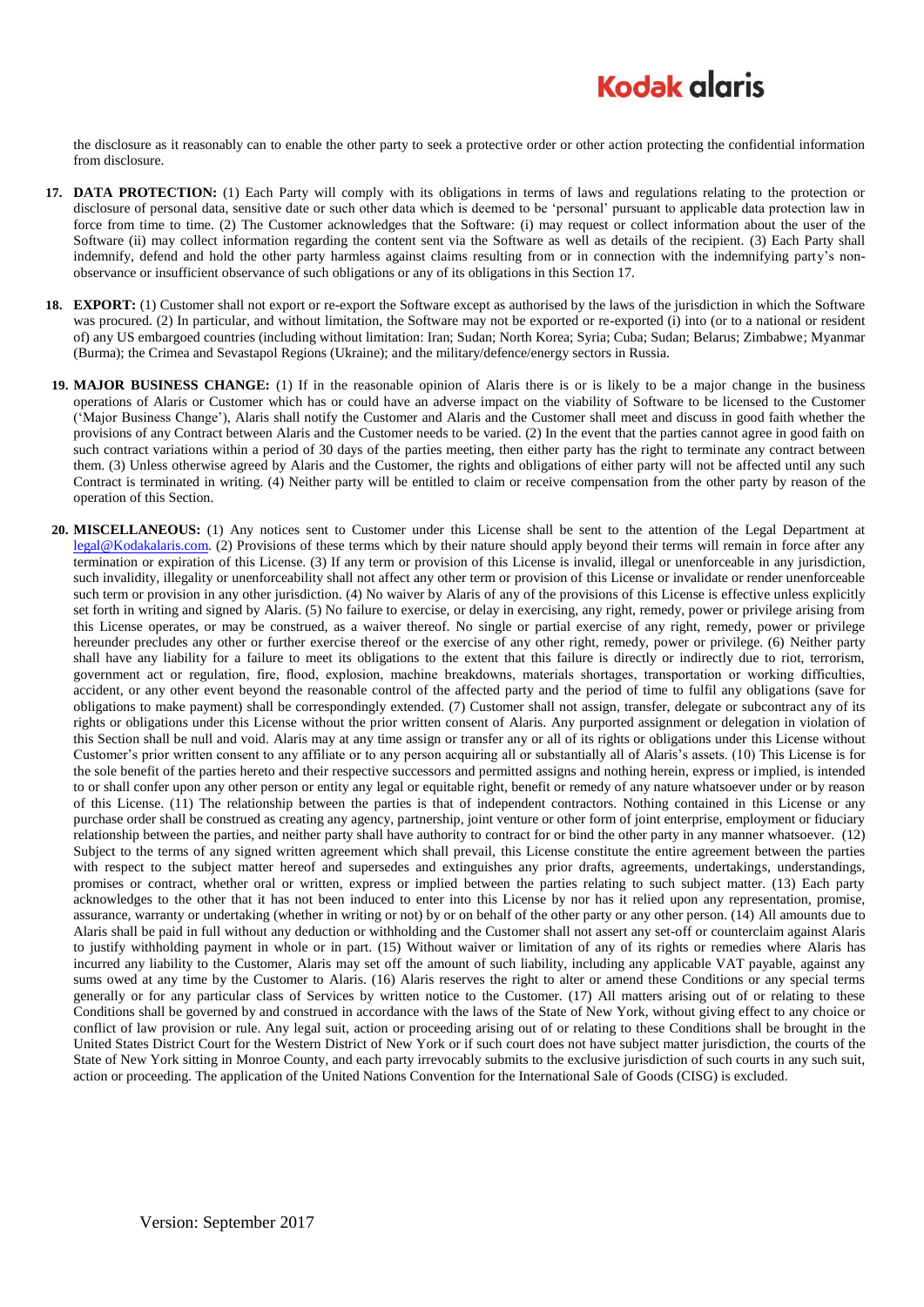the disclosure as it reasonably can to enable the other party to seek a protective order or other action protecting the confidential information from disclosure.

17. **DATA PROTECTION:** (1) Each Party will comply with its obligations in terms of laws and regulations relating to the protection or disclosure of personal data, sensitive date or such other data which is deemed to be 'personal' pursuant to applicable data protection law in force from time to time. (2) The Customer acknowledges that the Software: (i) may request or collect information about the user of the Software (ii) may collect information regarding the content sent via the Software as well as details of the recipient. (3) Each Party shall indemnify, defend and hold the other party harmless against claims resulting from or in connection with the indemnifying party's non-observance or insufficient observance of such obligations or any of its obligations in this Section 17.

18. **EXPORT:** (1) Customer shall not export or re-export the Software except as authorised by the laws of the jurisdiction in which the Software was procured. (2) In particular, and without limitation, the Software may not be exported or re-exported (i) into (or to a national or resident of) any US embargoed countries (including without limitation: Iran; Sudan; North Korea; Syria; Cuba; Sudan; Belarus; Zimbabwe; Myanmar (Burma); the Crimea and Sevastapol Regions (Ukraine); and the military/defence/energy sectors in Russia.

19. **MAJOR BUSINESS CHANGE:** (1) If in the reasonable opinion of Alaris there is or is likely to be a major change in the business operations of Alaris or Customer which has or could have an adverse impact on the viability of Software to be licensed to the Customer ('Major Business Change'), Alaris shall notify the Customer and Alaris and the Customer shall meet and discuss in good faith whether the provisions of any Contract between Alaris and the Customer needs to be varied. (2) In the event that the parties cannot agree in good faith on such contract variations within a period of 30 days of the parties meeting, then either party has the right to terminate any contract between them. (3) Unless otherwise agreed by Alaris and the Customer, the rights and obligations of either party will not be affected until any such Contract is terminated in writing. (4) Neither party will be entitled to claim or receive compensation from the other party by reason of the operation of this Section.

20. **MISCELLANEOUS:** (1) Any notices sent to Customer under this License shall be sent to the attention of the Legal Department at legal@Kodakalaris.com. (2) Provisions of these terms which by their nature should apply beyond their terms will remain in force after any termination or expiration of this License. (3) If any term or provision of this License is invalid, illegal or unenforceable in any jurisdiction, such invalidity, illegality or unenforceability shall not affect any other term or provision of this License or invalidate or render unenforceable such term or provision in any other jurisdiction. (4) No waiver by Alaris of any of the provisions of this License is effective unless explicitly set forth in writing and signed by Alaris. (5) No failure to exercise, or delay in exercising, any right, remedy, power or privilege arising from this License operates, or may be construed, as a waiver thereof. No single or partial exercise of any right, remedy, power or privilege hereunder precludes any other or further exercise thereof or the exercise of any other right, remedy, power or privilege. (6) Neither party shall have any liability for a failure to meet its obligations to the extent that this failure is directly or indirectly due to riot, terrorism, government act or regulation, fire, flood, explosion, machine breakdowns, materials shortages, transportation or working difficulties, accident, or any other event beyond the reasonable control of the affected party and the period of time to fulfil any obligations (save for obligations to make payment) shall be correspondingly extended. (7) Customer shall not assign, transfer, delegate or subcontract any of its rights or obligations under this License without the prior written consent of Alaris. Any purported assignment or delegation in violation of this Section shall be null and void. Alaris may at any time assign or transfer any or all of its rights or obligations under this License without Customer's prior written consent to any affiliate or to any person acquiring all or substantially all of Alaris's assets. (10) This License is for the sole benefit of the parties hereto and their respective successors and permitted assigns and nothing herein, express or implied, is intended to or shall confer upon any other person or entity any legal or equitable right, benefit or remedy of any nature whatsoever under or by reason of this License. (11) The relationship between the parties is that of independent contractors. Nothing contained in this License or any purchase order shall be construed as creating any agency, partnership, joint venture or other form of joint enterprise, employment or fiduciary relationship between the parties, and neither party shall have authority to contract for or bind the other party in any manner whatsoever. (12) Subject to the terms of any signed written agreement which shall prevail, this License constitute the entire agreement between the parties with respect to the subject matter hereof and supersedes and extinguishes any prior drafts, agreements, undertakings, understandings, promises or contract, whether oral or written, express or implied between the parties relating to such subject matter. (13) Each party acknowledges to the other that it has not been induced to enter into this License by nor has it relied upon any representation, promise, assurance, warranty or undertaking (whether in writing or not) by or on behalf of the other party or any other person. (14) All amounts due to Alaris shall be paid in full without any deduction or withholding and the Customer shall not assert any set-off or counterclaim against Alaris to justify withholding payment in whole or in part. (15) Without waiver or limitation of any of its rights or remedies where Alaris has incurred any liability to the Customer, Alaris may set off the amount of such liability, including any applicable VAT payable, against any sums owed at any time by the Customer to Alaris. (16) Alaris reserves the right to alter or amend these Conditions or any special terms generally or for any particular class of Services by written notice to the Customer. (17) All matters arising out of or relating to these Conditions shall be governed by and construed in accordance with the laws of the State of New York, without giving effect to any choice or conflict of law provision or rule. Any legal suit, action or proceeding arising out of or relating to these Conditions shall be brought in the United States District Court for the Western District of New York or if such court does not have subject matter jurisdiction, the courts of the State of New York sitting in Monroe County, and each party irrevocably submits to the exclusive jurisdiction of such courts in any such suit, action or proceeding. The application of the United Nations Convention for the International Sale of Goods (CISG) is excluded.

Version: September 2017